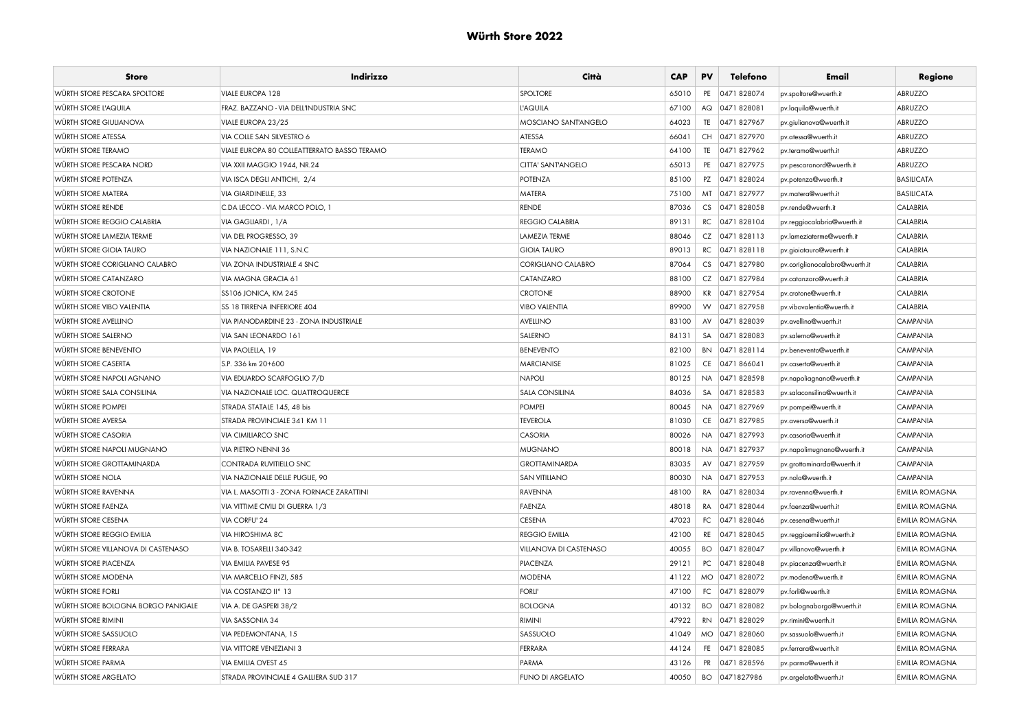# Würth Store 2022

| Store | Indirizzo | Città | CAP | PV | Telefono | Email | Regione |
|---|---|---|---|---|---|---|---|
| WÜRTH STORE PESCARA SPOLTORE | VIALE EUROPA 128 | SPOLTORE | 65010 | PE | 0471 828074 | pv.spoltore@wuerth.it | ABRUZZO |
| WÜRTH STORE L'AQUILA | FRAZ. BAZZANO - VIA DELL'INDUSTRIA SNC | L'AQUILA | 67100 | AQ | 0471 828081 | pv.laquila@wuerth.it | ABRUZZO |
| WÜRTH STORE GIULIANOVA | VIALE EUROPA 23/25 | MOSCIANO SANT'ANGELO | 64023 | TE | 0471 827967 | pv.giulianova@wuerth.it | ABRUZZO |
| WÜRTH STORE ATESSA | VIA COLLE SAN SILVESTRO 6 | ATESSA | 66041 | CH | 0471 827970 | pv.atessa@wuerth.it | ABRUZZO |
| WÜRTH STORE TERAMO | VIALE EUROPA 80 COLLEATTERRATO BASSO TERAMO | TERAMO | 64100 | TE | 0471 827962 | pv.teramo@wuerth.it | ABRUZZO |
| WÜRTH STORE PESCARA NORD | VIA XXII MAGGIO 1944, NR.24 | CITTA' SANT'ANGELO | 65013 | PE | 0471 827975 | pv.pescaranord@wuerth.it | ABRUZZO |
| WÜRTH STORE POTENZA | VIA ISCA DEGLI ANTICHI, 2/4 | POTENZA | 85100 | PZ | 0471 828024 | pv.potenza@wuerth.it | BASILICATA |
| WÜRTH STORE MATERA | VIA GIARDINELLE, 33 | MATERA | 75100 | MT | 0471 827977 | pv.matera@wuerth.it | BASILICATA |
| WÜRTH STORE RENDE | C.DA LECCO - VIA MARCO POLO, 1 | RENDE | 87036 | CS | 0471 828058 | pv.rende@wuerth.it | CALABRIA |
| WÜRTH STORE REGGIO CALABRIA | VIA GAGLIARDI , 1/A | REGGIO CALABRIA | 89131 | RC | 0471 828104 | pv.reggiocalabria@wuerth.it | CALABRIA |
| WÜRTH STORE LAMEZIA TERME | VIA DEL PROGRESSO, 39 | LAMEZIA TERME | 88046 | CZ | 0471 828113 | pv.lameziaterme@wuerth.it | CALABRIA |
| WÜRTH STORE GIOIA TAURO | VIA NAZIONALE 111, S.N.C | GIOIA TAURO | 89013 | RC | 0471 828118 | pv.gioiatauro@wuerth.it | CALABRIA |
| WÜRTH STORE CORIGLIANO CALABRO | VIA ZONA INDUSTRIALE 4 SNC | CORIGLIANO CALABRO | 87064 | CS | 0471 827980 | pv.coriglianocalabro@wuerth.it | CALABRIA |
| WÜRTH STORE CATANZARO | VIA MAGNA GRACIA 61 | CATANZARO | 88100 | CZ | 0471 827984 | pv.catanzaro@wuerth.it | CALABRIA |
| WÜRTH STORE CROTONE | SS106 JONICA, KM 245 | CROTONE | 88900 | KR | 0471 827954 | pv.crotone@wuerth.it | CALABRIA |
| WÜRTH STORE VIBO VALENTIA | SS 18 TIRRENA INFERIORE 404 | VIBO VALENTIA | 89900 | VV | 0471 827958 | pv.vibovalentia@wuerth.it | CALABRIA |
| WÜRTH STORE AVELLINO | VIA PIANODARDINE 23 - ZONA INDUSTRIALE | AVELLINO | 83100 | AV | 0471 828039 | pv.avellino@wuerth.it | CAMPANIA |
| WÜRTH STORE SALERNO | VIA SAN LEONARDO 161 | SALERNO | 84131 | SA | 0471 828083 | pv.salerno@wuerth.it | CAMPANIA |
| WÜRTH STORE BENEVENTO | VIA PAOLELLA, 19 | BENEVENTO | 82100 | BN | 0471 828114 | pv.benevento@wuerth.it | CAMPANIA |
| WÜRTH STORE CASERTA | S.P. 336 km 20+600 | MARCIANISE | 81025 | CE | 0471 866041 | pv.caserta@wuerth.it | CAMPANIA |
| WÜRTH STORE NAPOLI AGNANO | VIA EDUARDO SCARFOGLIO 7/D | NAPOLI | 80125 | NA | 0471 828598 | pv.napoliagnano@wuerth.it | CAMPANIA |
| WÜRTH STORE SALA CONSILINA | VIA NAZIONALE LOC. QUATTROQUERCE | SALA CONSILINA | 84036 | SA | 0471 828583 | pv.salaconsilina@wuerth.it | CAMPANIA |
| WÜRTH STORE POMPEI | STRADA STATALE 145, 48 bis | POMPEI | 80045 | NA | 0471 827969 | pv.pompei@wuerth.it | CAMPANIA |
| WÜRTH STORE AVERSA | STRADA PROVINCIALE 341 KM 11 | TEVEROLA | 81030 | CE | 0471 827985 | pv.aversa@wuerth.it | CAMPANIA |
| WÜRTH STORE CASORIA | VIA CIMILIARCO SNC | CASORIA | 80026 | NA | 0471 827993 | pv.casoria@wuerth.it | CAMPANIA |
| WÜRTH STORE NAPOLI MUGNANO | VIA PIETRO NENNI 36 | MUGNANO | 80018 | NA | 0471 827937 | pv.napolimugnano@wuerth.it | CAMPANIA |
| WÜRTH STORE GROTTAMINARDA | CONTRADA RUVITIELLO SNC | GROTTAMINARDA | 83035 | AV | 0471 827959 | pv.grottaminarda@wuerth.it | CAMPANIA |
| WÜRTH STORE NOLA | VIA NAZIONALE DELLE PUGLIE, 90 | SAN VITILIANO | 80030 | NA | 0471 827953 | pv.nola@wuerth.it | CAMPANIA |
| WÜRTH STORE RAVENNA | VIA L. MASOTTI 3 - ZONA FORNACE ZARATTINI | RAVENNA | 48100 | RA | 0471 828034 | pv.ravenna@wuerth.it | EMILIA ROMAGNA |
| WÜRTH STORE FAENZA | VIA VITTIME CIVILI DI GUERRA 1/3 | FAENZA | 48018 | RA | 0471 828044 | pv.faenza@wuerth.it | EMILIA ROMAGNA |
| WÜRTH STORE CESENA | VIA CORFU' 24 | CESENA | 47023 | FC | 0471 828046 | pv.cesena@wuerth.it | EMILIA ROMAGNA |
| WÜRTH STORE REGGIO EMILIA | VIA HIROSHIMA 8C | REGGIO EMILIA | 42100 | RE | 0471 828045 | pv.reggioemilia@wuerth.it | EMILIA ROMAGNA |
| WÜRTH STORE VILLANOVA DI CASTENASO | VIA B. TOSARELLI 340-342 | VILLANOVA DI CASTENASO | 40055 | BO | 0471 828047 | pv.villanova@wuerth.it | EMILIA ROMAGNA |
| WÜRTH STORE PIACENZA | VIA EMILIA PAVESE 95 | PIACENZA | 29121 | PC | 0471 828048 | pv.piacenza@wuerth.it | EMILIA ROMAGNA |
| WÜRTH STORE MODENA | VIA MARCELLO FINZI, 585 | MODENA | 41122 | MO | 0471 828072 | pv.modena@wuerth.it | EMILIA ROMAGNA |
| WÜRTH STORE FORLI | VIA COSTANZO II° 13 | FORLI' | 47100 | FC | 0471 828079 | pv.forli@wuerth.it | EMILIA ROMAGNA |
| WÜRTH STORE BOLOGNA BORGO PANIGALE | VIA A. DE GASPERI 38/2 | BOLOGNA | 40132 | BO | 0471 828082 | pv.bolognaborgo@wuerth.it | EMILIA ROMAGNA |
| WÜRTH STORE RIMINI | VIA SASSONIA 34 | RIMINI | 47922 | RN | 0471 828029 | pv.rimini@wuerth.it | EMILIA ROMAGNA |
| WÜRTH STORE SASSUOLO | VIA PEDEMONTANA, 15 | SASSUOLO | 41049 | MO | 0471 828060 | pv.sassuolo@wuerth.it | EMILIA ROMAGNA |
| WÜRTH STORE FERRARA | VIA VITTORE VENEZIANI 3 | FERRARA | 44124 | FE | 0471 828085 | pv.ferrara@wuerth.it | EMILIA ROMAGNA |
| WÜRTH STORE PARMA | VIA EMILIA OVEST 45 | PARMA | 43126 | PR | 0471 828596 | pv.parma@wuerth.it | EMILIA ROMAGNA |
| WÜRTH STORE ARGELATO | STRADA PROVINCIALE 4 GALLIERA SUD 317 | FUNO DI ARGELATO | 40050 | BO | 0471827986 | pv.argelato@wuerth.it | EMILIA ROMAGNA |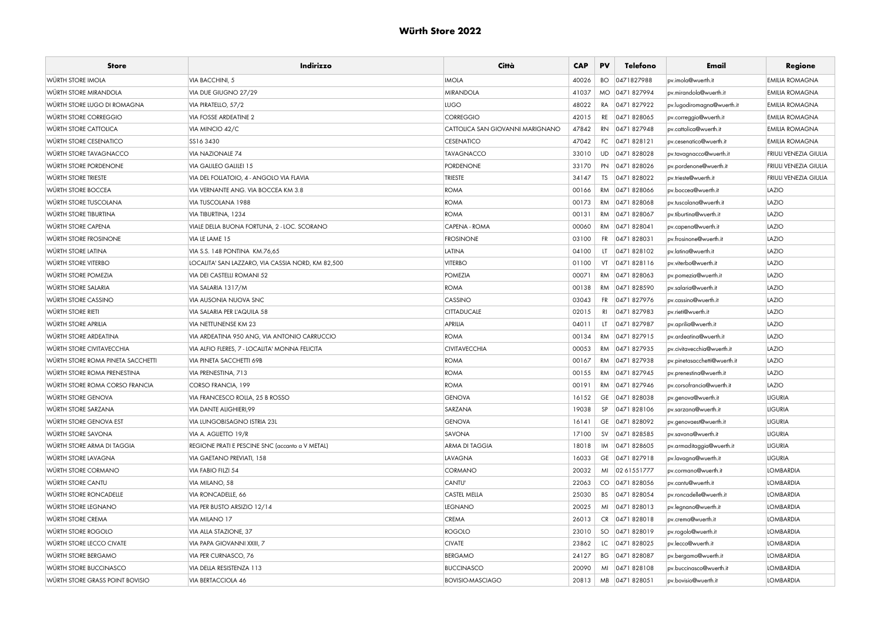# Würth Store 2022

| Store | Indirizzo | Città | CAP | PV | Telefono | Email | Regione |
|---|---|---|---|---|---|---|---|
| WÜRTH STORE IMOLA | VIA BACCHINI, 5 | IMOLA | 40026 | BO | 0471827988 | pv.imola@wuerth.it | EMILIA ROMAGNA |
| WÜRTH STORE MIRANDOLA | VIA DUE GIUGNO 27/29 | MIRANDOLA | 41037 | MO | 0471 827994 | pv.mirandola@wuerth.it | EMILIA ROMAGNA |
| WÜRTH STORE LUGO DI ROMAGNA | VIA PIRATELLO, 57/2 | LUGO | 48022 | RA | 0471 827922 | pv.lugodiromagna@wuerth.it | EMILIA ROMAGNA |
| WÜRTH STORE CORREGGIO | VIA FOSSE ARDEATINE 2 | CORREGGIO | 42015 | RE | 0471 828065 | pv.correggio@wuerth.it | EMILIA ROMAGNA |
| WÜRTH STORE CATTOLICA | VIA MINCIO 42/C | CATTOLICA SAN GIOVANNI MARIGNANO | 47842 | RN | 0471 827948 | pv.cattolica@wuerth.it | EMILIA ROMAGNA |
| WÜRTH STORE CESENATICO | SS16 3430 | CESENATICO | 47042 | FC | 0471 828121 | pv.cesenatico@wuerth.it | EMILIA ROMAGNA |
| WÜRTH STORE TAVAGNACCO | VIA NAZIONALE 74 | TAVAGNACCO | 33010 | UD | 0471 828028 | pv.tavagnacco@wuerth.it | FRIULI VENEZIA GIULIA |
| WÜRTH STORE PORDENONE | VIA GALILEO GALILEI 15 | PORDENONE | 33170 | PN | 0471 828026 | pv.pordenone@wuerth.it | FRIULI VENEZIA GIULIA |
| WÜRTH STORE TRIESTE | VIA DEL FOLLATOIO, 4 - ANGOLO VIA FLAVIA | TRIESTE | 34147 | TS | 0471 828022 | pv.trieste@wuerth.it | FRIULI VENEZIA GIULIA |
| WÜRTH STORE BOCCEA | VIA VERNANTE ANG. VIA BOCCEA KM 3.8 | ROMA | 00166 | RM | 0471 828066 | pv.boccea@wuerth.it | LAZIO |
| WÜRTH STORE TUSCOLANA | VIA TUSCOLANA 1988 | ROMA | 00173 | RM | 0471 828068 | pv.tuscolana@wuerth.it | LAZIO |
| WÜRTH STORE TIBURTINA | VIA TIBURTINA, 1234 | ROMA | 00131 | RM | 0471 828067 | pv.tiburtina@wuerth.it | LAZIO |
| WÜRTH STORE CAPENA | VIALE DELLA BUONA FORTUNA, 2 - LOC. SCORANO | CAPENA - ROMA | 00060 | RM | 0471 828041 | pv.capena@wuerth.it | LAZIO |
| WÜRTH STORE FROSINONE | VIA LE LAME 15 | FROSINONE | 03100 | FR | 0471 828031 | pv.frosinone@wuerth.it | LAZIO |
| WÜRTH STORE LATINA | VIA S.S. 148 PONTINA KM.76,65 | LATINA | 04100 | LT | 0471 828102 | pv.latina@wuerth.it | LAZIO |
| WÜRTH STORE VITERBO | LOCALITA' SAN LAZZARO, VIA CASSIA NORD, KM 82,500 | VITERBO | 01100 | VT | 0471 828116 | pv.viterbo@wuerth.it | LAZIO |
| WÜRTH STORE POMEZIA | VIA DEI CASTELLI ROMANI 52 | POMEZIA | 00071 | RM | 0471 828063 | pv.pomezia@wuerth.it | LAZIO |
| WÜRTH STORE SALARIA | VIA SALARIA 1317/M | ROMA | 00138 | RM | 0471 828590 | pv.salaria@wuerth.it | LAZIO |
| WÜRTH STORE CASSINO | VIA AUSONIA NUOVA SNC | CASSINO | 03043 | FR | 0471 827976 | pv.cassino@wuerth.it | LAZIO |
| WÜRTH STORE RIETI | VIA SALARIA PER L'AQUILA 58 | CITTADUCALE | 02015 | RI | 0471 827983 | pv.rieti@wuerth.it | LAZIO |
| WÜRTH STORE APRILIA | VIA NETTUNENSE KM 23 | APRILIA | 04011 | LT | 0471 827987 | pv.aprilia@wuerth.it | LAZIO |
| WÜRTH STORE ARDEATINA | VIA ARDEATINA 950 ANG, VIA ANTONIO CARRUCCIO | ROMA | 00134 | RM | 0471 827915 | pv.ardeatina@wuerth.it | LAZIO |
| WÜRTH STORE CIVITAVECCHIA | VIA ALFIO FLERES, 7 - LOCALITA' MONNA FELICITA | CIVITAVECCHIA | 00053 | RM | 0471 827935 | pv.civitavecchia@wuerth.it | LAZIO |
| WÜRTH STORE ROMA PINETA SACCHETTI | VIA PINETA SACCHETTI 69B | ROMA | 00167 | RM | 0471 827938 | pv.pinetasacchetti@wuerth.it | LAZIO |
| WÜRTH STORE ROMA PRENESTINA | VIA PRENESTINA, 713 | ROMA | 00155 | RM | 0471 827945 | pv.prenestina@wuerth.it | LAZIO |
| WÜRTH STORE ROMA CORSO FRANCIA | CORSO FRANCIA, 199 | ROMA | 00191 | RM | 0471 827946 | pv.corsofrancia@wuerth.it | LAZIO |
| WÜRTH STORE GENOVA | VIA FRANCESCO ROLLA, 25 B ROSSO | GENOVA | 16152 | GE | 0471 828038 | pv.genova@wuerth.it | LIGURIA |
| WÜRTH STORE SARZANA | VIA DANTE ALIGHIERI,99 | SARZANA | 19038 | SP | 0471 828106 | pv.sarzana@wuerth.it | LIGURIA |
| WÜRTH STORE GENOVA EST | VIA LUNGOBISAGNO ISTRIA 23L | GENOVA | 16141 | GE | 0471 828092 | pv.genovaest@wuerth.it | LIGURIA |
| WÜRTH STORE SAVONA | VIA A. AGLIETTO 19/R | SAVONA | 17100 | SV | 0471 828585 | pv.savona@wuerth.it | LIGURIA |
| WÜRTH STORE ARMA DI TAGGIA | REGIONE PRATI E PESCINE SNC (accanto a V METAL) | ARMA DI TAGGIA | 18018 | IM | 0471 828605 | pv.armaditaggia@wuerth.it | LIGURIA |
| WÜRTH STORE LAVAGNA | VIA GAETANO PREVIATI, 158 | LAVAGNA | 16033 | GE | 0471 827918 | pv.lavagna@wuerth.it | LIGURIA |
| WÜRTH STORE CORMANO | VIA FABIO FILZI 54 | CORMANO | 20032 | MI | 02 61551777 | pv.cormano@wuerth.it | LOMBARDIA |
| WÜRTH STORE CANTU | VIA MILANO, 58 | CANTU' | 22063 | CO | 0471 828056 | pv.cantu@wuerth.it | LOMBARDIA |
| WÜRTH STORE RONCADELLE | VIA RONCADELLE, 66 | CASTEL MELLA | 25030 | BS | 0471 828054 | pv.roncadelle@wuerth.it | LOMBARDIA |
| WÜRTH STORE LEGNANO | VIA PER BUSTO ARSIZIO 12/14 | LEGNANO | 20025 | MI | 0471 828013 | pv.legnano@wuerth.it | LOMBARDIA |
| WÜRTH STORE CREMA | VIA MILANO 17 | CREMA | 26013 | CR | 0471 828018 | pv.crema@wuerth.it | LOMBARDIA |
| WÜRTH STORE ROGOLO | VIA ALLA STAZIONE, 37 | ROGOLO | 23010 | SO | 0471 828019 | pv.rogolo@wuerth.it | LOMBARDIA |
| WÜRTH STORE LECCO CIVATE | VIA PAPA GIOVANNI XXIII, 7 | CIVATE | 23862 | LC | 0471 828025 | pv.lecco@wuerth.it | LOMBARDIA |
| WÜRTH STORE BERGAMO | VIA PER CURNASCO, 76 | BERGAMO | 24127 | BG | 0471 828087 | pv.bergamo@wuerth.it | LOMBARDIA |
| WÜRTH STORE BUCCINASCO | VIA DELLA RESISTENZA 113 | BUCCINASCO | 20090 | MI | 0471 828108 | pv.buccinasco@wuerth.it | LOMBARDIA |
| WÜRTH STORE GRASS POINT BOVISIO | VIA BERTACCIOLA 46 | BOVISIO-MASCIAGO | 20813 | MB | 0471 828051 | pv.bovisio@wuerth.it | LOMBARDIA |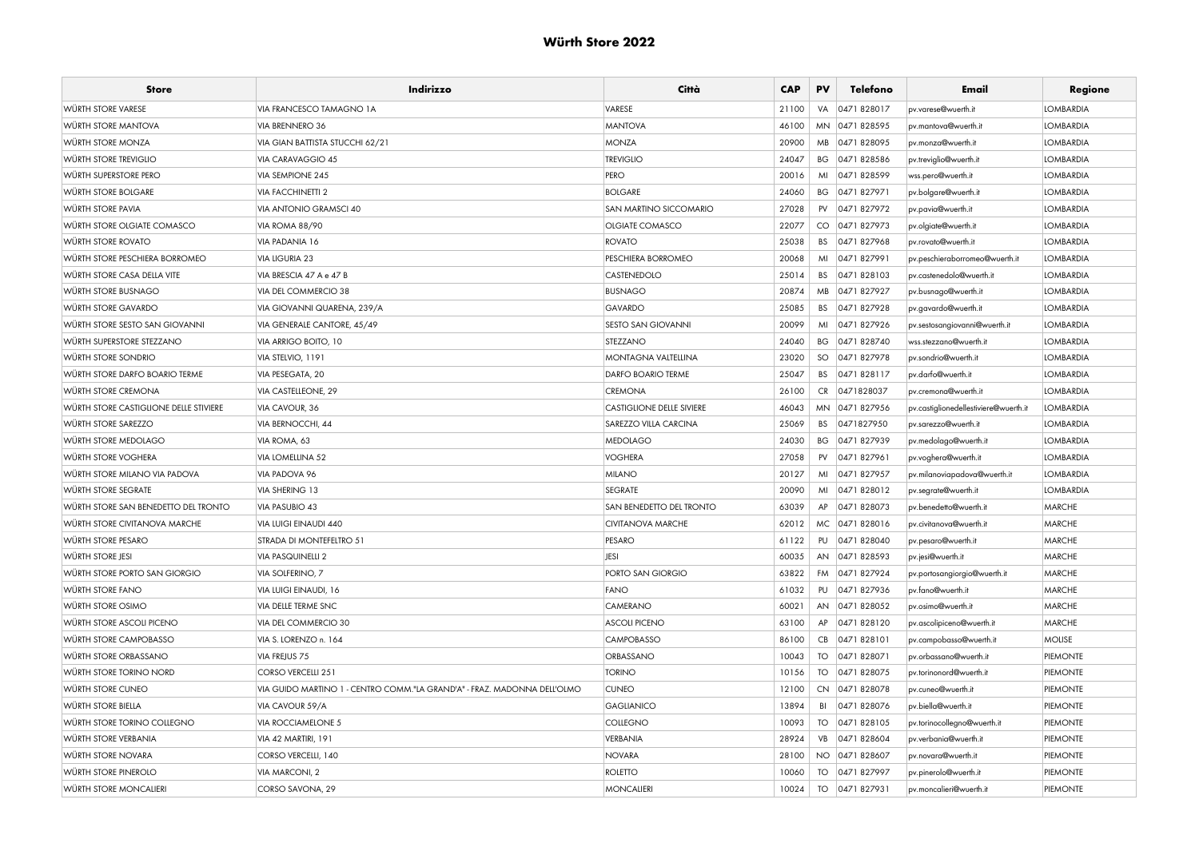# Würth Store 2022

| Store | Indirizzo | Città | CAP | PV | Telefono | Email | Regione |
|---|---|---|---|---|---|---|---|
| WÜRTH STORE VARESE | VIA FRANCESCO TAMAGNO 1A | VARESE | 21100 | VA | 0471 828017 | pv.varese@wuerth.it | LOMBARDIA |
| WÜRTH STORE MANTOVA | VIA BRENNERO 36 | MANTOVA | 46100 | MN | 0471 828595 | pv.mantova@wuerth.it | LOMBARDIA |
| WÜRTH STORE MONZA | VIA GIAN BATTISTA STUCCHI 62/21 | MONZA | 20900 | MB | 0471 828095 | pv.monza@wuerth.it | LOMBARDIA |
| WÜRTH STORE TREVIGLIO | VIA CARAVAGGIO 45 | TREVIGLIO | 24047 | BG | 0471 828586 | pv.treviglio@wuerth.it | LOMBARDIA |
| WÜRTH SUPERSTORE PERO | VIA SEMPIONE 245 | PERO | 20016 | MI | 0471 828599 | wss.pero@wuerth.it | LOMBARDIA |
| WÜRTH STORE BOLGARE | VIA FACCHINETTI 2 | BOLGARE | 24060 | BG | 0471 827971 | pv.bolgare@wuerth.it | LOMBARDIA |
| WÜRTH STORE PAVIA | VIA ANTONIO GRAMSCI 40 | SAN MARTINO SICCOMARIO | 27028 | PV | 0471 827972 | pv.pavia@wuerth.it | LOMBARDIA |
| WÜRTH STORE OLGIATE COMASCO | VIA ROMA 88/90 | OLGIATE COMASCO | 22077 | CO | 0471 827973 | pv.olgiate@wuerth.it | LOMBARDIA |
| WÜRTH STORE ROVATO | VIA PADANIA 16 | ROVATO | 25038 | BS | 0471 827968 | pv.rovato@wuerth.it | LOMBARDIA |
| WÜRTH STORE PESCHIERA BORROMEO | VIA LIGURIA 23 | PESCHIERA BORROMEO | 20068 | MI | 0471 827991 | pv.peschieraborromeo@wuerth.it | LOMBARDIA |
| WÜRTH STORE CASA DELLA VITE | VIA BRESCIA 47 A e 47 B | CASTENEDOLO | 25014 | BS | 0471 828103 | pv.castenedolo@wuerth.it | LOMBARDIA |
| WÜRTH STORE BUSNAGO | VIA DEL COMMERCIO 38 | BUSNAGO | 20874 | MB | 0471 827927 | pv.busnago@wuerth.it | LOMBARDIA |
| WÜRTH STORE GAVARDO | VIA GIOVANNI QUARENA, 239/A | GAVARDO | 25085 | BS | 0471 827928 | pv.gavardo@wuerth.it | LOMBARDIA |
| WÜRTH STORE SESTO SAN GIOVANNI | VIA GENERALE CANTORE, 45/49 | SESTO SAN GIOVANNI | 20099 | MI | 0471 827926 | pv.sestosangiovanni@wuerth.it | LOMBARDIA |
| WÜRTH SUPERSTORE STEZZANO | VIA ARRIGO BOITO, 10 | STEZZANO | 24040 | BG | 0471 828740 | wss.stezzano@wuerth.it | LOMBARDIA |
| WÜRTH STORE SONDRIO | VIA STELVIO, 1191 | MONTAGNA VALTELLINA | 23020 | SO | 0471 827978 | pv.sondrio@wuerth.it | LOMBARDIA |
| WÜRTH STORE DARFO BOARIO TERME | VIA PESEGATA, 20 | DARFO BOARIO TERME | 25047 | BS | 0471 828117 | pv.darfo@wuerth.it | LOMBARDIA |
| WÜRTH STORE CREMONA | VIA CASTELLEONE, 29 | CREMONA | 26100 | CR | 0471828037 | pv.cremona@wuerth.it | LOMBARDIA |
| WÜRTH STORE CASTIGLIONE DELLE STIVIERE | VIA CAVOUR, 36 | CASTIGLIONE DELLE SIVIERE | 46043 | MN | 0471 827956 | pv.castiglionedellestiviere@wuerth.it | LOMBARDIA |
| WÜRTH STORE SAREZZO | VIA BERNOCCHI, 44 | SAREZZO VILLA CARCINA | 25069 | BS | 0471827950 | pv.sarezzo@wuerth.it | LOMBARDIA |
| WÜRTH STORE MEDOLAGO | VIA ROMA, 63 | MEDOLAGO | 24030 | BG | 0471 827939 | pv.medolago@wuerth.it | LOMBARDIA |
| WÜRTH STORE VOGHERA | VIA LOMELLINA 52 | VOGHERA | 27058 | PV | 0471 827961 | pv.voghera@wuerth.it | LOMBARDIA |
| WÜRTH STORE MILANO VIA PADOVA | VIA PADOVA 96 | MILANO | 20127 | MI | 0471 827957 | pv.milanoviapadova@wuerth.it | LOMBARDIA |
| WÜRTH STORE SEGRATE | VIA SHERING 13 | SEGRATE | 20090 | MI | 0471 828012 | pv.segrate@wuerth.it | LOMBARDIA |
| WÜRTH STORE SAN BENEDETTO DEL TRONTO | VIA PASUBIO 43 | SAN BENEDETTO DEL TRONTO | 63039 | AP | 0471 828073 | pv.benedetto@wuerth.it | MARCHE |
| WÜRTH STORE CIVITANOVA MARCHE | VIA LUIGI EINAUDI 440 | CIVITANOVA MARCHE | 62012 | MC | 0471 828016 | pv.civitanova@wuerth.it | MARCHE |
| WÜRTH STORE PESARO | STRADA DI MONTEFELTRO 51 | PESARO | 61122 | PU | 0471 828040 | pv.pesaro@wuerth.it | MARCHE |
| WÜRTH STORE JESI | VIA PASQUINELLI 2 | JESI | 60035 | AN | 0471 828593 | pv.jesi@wuerth.it | MARCHE |
| WÜRTH STORE PORTO SAN GIORGIO | VIA SOLFERINO, 7 | PORTO SAN GIORGIO | 63822 | FM | 0471 827924 | pv.portosangiorgio@wuerth.it | MARCHE |
| WÜRTH STORE FANO | VIA LUIGI EINAUDI, 16 | FANO | 61032 | PU | 0471 827936 | pv.fano@wuerth.it | MARCHE |
| WÜRTH STORE OSIMO | VIA DELLE TERME SNC | CAMERANO | 60021 | AN | 0471 828052 | pv.osimo@wuerth.it | MARCHE |
| WÜRTH STORE ASCOLI PICENO | VIA DEL COMMERCIO 30 | ASCOLI PICENO | 63100 | AP | 0471 828120 | pv.ascolipiceno@wuerth.it | MARCHE |
| WÜRTH STORE CAMPOBASSO | VIA S. LORENZO n. 164 | CAMPOBASSO | 86100 | CB | 0471 828101 | pv.campobasso@wuerth.it | MOLISE |
| WÜRTH STORE ORBASSANO | VIA FREJUS 75 | ORBASSANO | 10043 | TO | 0471 828071 | pv.orbassano@wuerth.it | PIEMONTE |
| WÜRTH STORE TORINO NORD | CORSO VERCELLI 251 | TORINO | 10156 | TO | 0471 828075 | pv.torinonord@wuerth.it | PIEMONTE |
| WÜRTH STORE CUNEO | VIA GUIDO MARTINO 1 - CENTRO COMM."LA GRAND'A" - FRAZ. MADONNA DELL'OLMO | CUNEO | 12100 | CN | 0471 828078 | pv.cuneo@wuerth.it | PIEMONTE |
| WÜRTH STORE BIELLA | VIA CAVOUR 59/A | GAGLIANICO | 13894 | BI | 0471 828076 | pv.biella@wuerth.it | PIEMONTE |
| WÜRTH STORE TORINO COLLEGNO | VIA ROCCIAMELONE 5 | COLLEGNO | 10093 | TO | 0471 828105 | pv.torinocollegno@wuerth.it | PIEMONTE |
| WÜRTH STORE VERBANIA | VIA 42 MARTIRI, 191 | VERBANIA | 28924 | VB | 0471 828604 | pv.verbania@wuerth.it | PIEMONTE |
| WÜRTH STORE NOVARA | CORSO VERCELLI, 140 | NOVARA | 28100 | NO | 0471 828607 | pv.novara@wuerth.it | PIEMONTE |
| WÜRTH STORE PINEROLO | VIA MARCONI, 2 | ROLETTO | 10060 | TO | 0471 827997 | pv.pinerolo@wuerth.it | PIEMONTE |
| WÜRTH STORE MONCALIERI | CORSO SAVONA, 29 | MONCALIERI | 10024 | TO | 0471 827931 | pv.moncalieri@wuerth.it | PIEMONTE |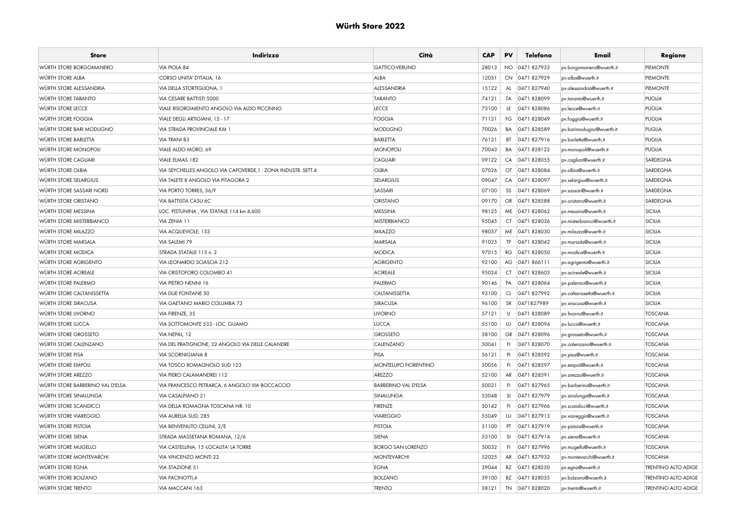# Würth Store 2022

| Store | Indirizzo | Città | CAP | PV | Telefono | Email | Regione |
|---|---|---|---|---|---|---|---|
| WÜRTH STORE BORGOMANERO | VIA PIOLA 84 | GATTICO-VERUNO | 28013 | NO | 0471 827933 | pv.borgomanero@wuerth.it | PIEMONTE |
| WÜRTH STORE ALBA | CORSO UNITA' D'ITALIA, 16 | ALBA | 12051 | CN | 0471 827929 | pv.alba@wuerth.it | PIEMONTE |
| WÜRTH STORE ALESSANDRIA | VIA DELLA STORTIGLIONA, 1 | ALESSANDRIA | 15122 | AL | 0471 827940 | pv.alessandria@wuerth.it | PIEMONTE |
| WÜRTH STORE TARANTO | VIA CESARE BATTISTI 5000 | TARANTO | 74121 | TA | 0471 828099 | pv.taranto@wuerth.it | PUGLIA |
| WÜRTH STORE LECCE | VIALE RISORGIMENTO ANGOLO VIA ALDO PICCINNO | LECCE | 73100 | LE | 0471 828086 | pv.lecce@wuerth.it | PUGLIA |
| WÜRTH STORE FOGGIA | VIALE DEGLI ARTIGIANI, 15 - 17 | FOGGIA | 71121 | FG | 0471 828049 | pv.foggia@wuerth.it | PUGLIA |
| WÜRTH STORE BARI MODUGNO | VIA STRADA PROVINCIALE KM 1 | MODUGNO | 70026 | BA | 0471 828589 | pv.barimodugno@wuerth.it | PUGLIA |
| WÜRTH STORE BARLETTA | VIA TRANI 83 | BARLETTA | 76121 | BT | 0471 827916 | pv.barletta@wuerth.it | PUGLIA |
| WÜRTH STORE MONOPOLI | VIALE ALDO MORO, 69 | MONOPOLI | 70043 | BA | 0471 828122 | pv.monopoli@wuerth.it | PUGLIA |
| WÜRTH STORE CAGLIARI | VIALE ELMAS 182 | CAGLIARI | 09122 | CA | 0471 828055 | pv.cagliari@wuerth.it | SARDEGNA |
| WÜRTH STORE OLBIA | VIA SEYCHELLES ANGOLO VIA CAPOVERDE,1 - ZONA INDUSTR. SETT.4 | OLBIA | 07026 | OT | 0471 828084 | pv.olbia@wuerth.it | SARDEGNA |
| WÜRTH STORE SELARGIUS | VIA TALETE 8 ANGOLO VIA PITAGORA 2 | SELARGIUS | 09047 | CA | 0471 828097 | pv.selargius@wuerth.it | SARDEGNA |
| WÜRTH STORE SASSARI NORD | VIA PORTO TORRES, 36/F | SASSARI | 07100 | SS | 0471 828069 | pv.sassari@wuerth.it | SARDEGNA |
| WÜRTH STORE ORISTANO | VIA BATTISTA CASU 6C | ORISTANO | 09170 | OR | 0471 828588 | pv.oristano@wuerth.it | SARDEGNA |
| WÜRTH STORE MESSINA | LOC. PISTUNINA , VIA STATALE 114 km 4,600 | MESSINA | 98125 | ME | 0471 828062 | pv.messina@wuerth.it | SICILIA |
| WÜRTH STORE MISTERBIANCO | VIA ZENIA 11 | MISTERBIANCO | 95045 | CT | 0471 828036 | pv.misterbianco@wuerth.it | SICILIA |
| WÜRTH STORE MILAZZO | VIA ACQUEVIOLE, 133 | MILAZZO | 98057 | ME | 0471 828030 | pv.milazzo@wuerth.it | SICILIA |
| WÜRTH STORE MARSALA | VIA SALEMI 79 | MARSALA | 91025 | TP | 0471 828042 | pv.marsala@wuerth.it | SICILIA |
| WÜRTH STORE MODICA | STRADA STATALE 115 n. 2 | MODICA | 97015 | RG | 0471 828050 | pv.modica@wuerth.it | SICILIA |
| WÜRTH STORE AGRIGENTO | VIA LEONARDO SCIASCIA 212 | AGRIGENTO | 92100 | AG | 0471 866111 | pv.agrigento@wuerth.it | SICILIA |
| WÜRTH STORE ACIREALE | VIA CRISTOFORO COLOMBO 41 | ACIREALE | 95024 | CT | 0471 828603 | pv.acireale@wuerth.it | SICILIA |
| WÜRTH STORE PALERMO | VIA PIETRO NENNI 16 | PALERMO | 90146 | PA | 0471 828064 | pv.palermo@wuerth.it | SICILIA |
| WÜRTH STORE CALTANISSETTA | VIA DUE FONTANE 50 | CALTANISSETTA | 93100 | CL | 0471 827992 | pv.caltanissetta@wuerth.it | SICILIA |
| WÜRTH STORE SIRACUSA | VIA GAETANO MARIO COLUMBA 73 | SIRACUSA | 96100 | SR | 0471827989 | pv.siracusa@wuerth.it | SICILIA |
| WÜRTH STORE LIVORNO | VIA FIRENZE, 35 | LIVORNO | 57121 | LI | 0471 828089 | pv.livorno@wuerth.it | TOSCANA |
| WÜRTH STORE LUCCA | VIA SOTTOMONTE 533 - LOC. GUAMO | LUCCA | 55100 | LU | 0471 828094 | pv.lucca@wuerth.it | TOSCANA |
| WÜRTH STORE GROSSETO | VIA NEPAL, 12 | GROSSETO | 58100 | GR | 0471 828096 | pv.grosseto@wuerth.it | TOSCANA |
| WÜRTH STORE CALENZANO | VIA DEL PRATIGNONE, 32 ANGOLO VIA DELLE CALANDRE | CALENZANO | 50041 | FI | 0471 828070 | pv.calenzano@wuerth.it | TOSCANA |
| WÜRTH STORE PISA | VIA SCORNIGIANA 8 | PISA | 56121 | PI | 0471 828592 | pv.pisa@wuerth.it | TOSCANA |
| WÜRTH STORE EMPOLI | VIA TOSCO ROMAGNOLO SUD 123 | MONTELUPO FIORENTINO | 50056 | FI | 0471 828597 | pv.empoli@wuerth.it | TOSCANA |
| WÜRTH STORE AREZZO | VIA PIERO CALAMANDREI 112 | AREZZO | 52100 | AR | 0471 828591 | pv.arezzo@wuerth.it | TOSCANA |
| WÜRTH STORE BARBERINO VAL D'ELSA | VIA FRANCESCO PETRARCA, 6 ANGOLO VIA BOCCACCIO | BARBERINO VAL D'ELSA | 50021 | FI | 0471 827965 | pv.barberino@wuerth.it | TOSCANA |
| WÜRTH STORE SINALUNGA | VIA CASALPIANO 21 | SINALUNGA | 53048 | SI | 0471 827979 | pv.sinalunga@wuerth.it | TOSCANA |
| WÜRTH STORE SCANDICCI | VIA DELLA ROMAGNA TOSCANA NR. 10 | FIRENZE | 50142 | FI | 0471 827966 | pv.scandicci@wuerth.it | TOSCANA |
| WÜRTH STORE VIAREGGIO | VIA AURELIA SUD, 285 | VIAREGGIO | 55049 | LU | 0471 827913 | pv.viareggio@wuerth.it | TOSCANA |
| WÜRTH STORE PISTOIA | VIA BENVENUTO CELLINI, 2/E | PISTOIA | 51100 | PT | 0471 827919 | pv.pistoia@wuerth.it | TOSCANA |
| WÜRTH STORE SIENA | STRADA MASSETANA ROMANA, 12/6 | SIENA | 53100 | SI | 0471 827914 | pv.siena@wuerth.it | TOSCANA |
| WÜRTH STORE MUGELLO | VIA CASTELLINA, 15 -LOCALITA' LA TORRE | BORGO SAN LORENZO | 50032 | FI | 0471 827996 | pv.mugello@wuerth.it | TOSCANA |
| WÜRTH STORE MONTEVARCHI | VIA VINCENZO MONTI 22 | MONTEVARCHI | 52025 | AR | 0471 827932 | pv.montevarchi@wuerth.it | TOSCANA |
| WÜRTH STORE EGNA | VIA STAZIONE 51 | EGNA | 39044 | BZ | 0471 828250 | pv.egna@wuerth.it | TRENTINO ALTO ADIGE |
| WÜRTH STORE BOLZANO | VIA PACINOTTI,4 | BOLZANO | 39100 | BZ | 0471 828035 | pv.bolzano@wuerth.it | TRENTINO ALTO ADIGE |
| WÜRTH STORE TRENTO | VIA MACCANI 163 | TRENTO | 38121 | TN | 0471 828020 | pv.trento@wuerth.it | TRENTINO ALTO ADIGE |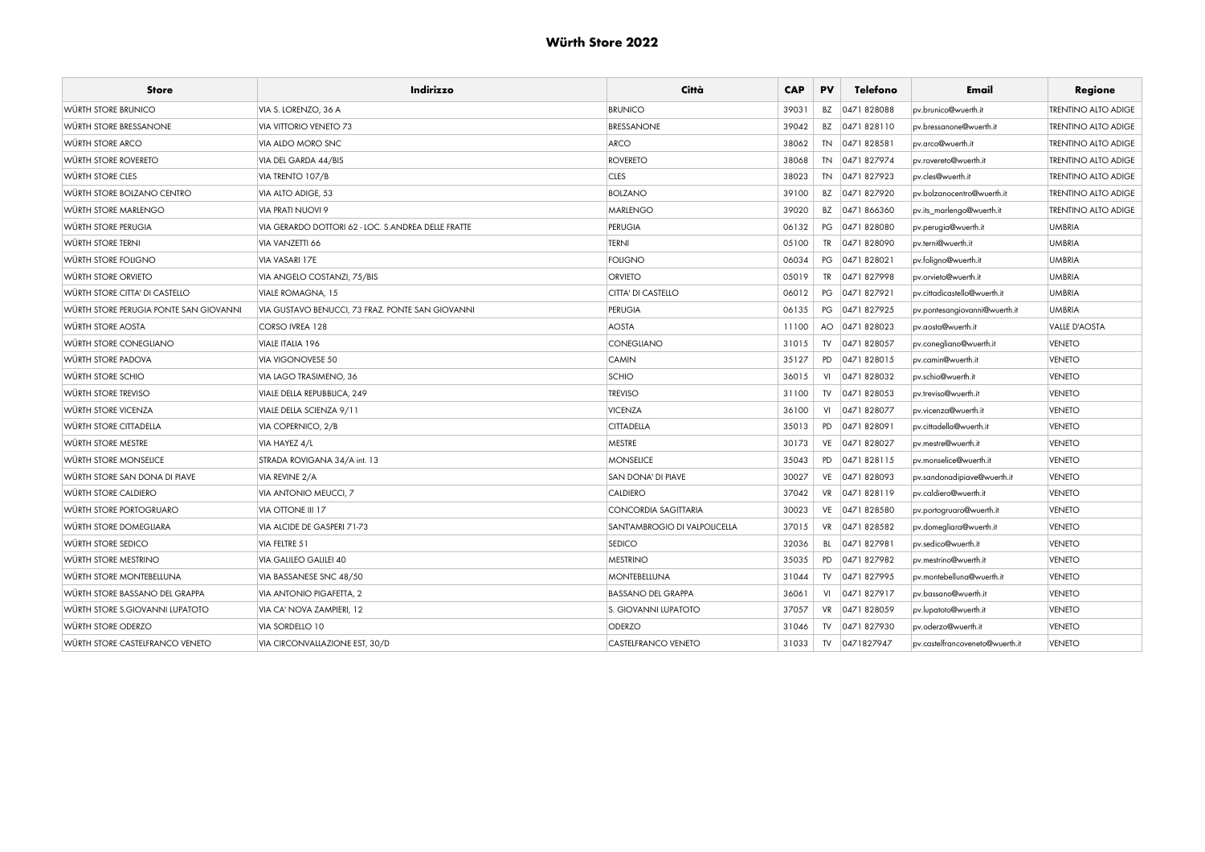**Würth Store 2022**

| Store | Indirizzo | Città | CAP | PV | Telefono | Email | Regione |
|---|---|---|---|---|---|---|---|
| WÜRTH STORE BRUNICO | VIA S. LORENZO, 36 A | BRUNICO | 39031 | BZ | 0471 828088 | pv.brunico@wuerth.it | TRENTINO ALTO ADIGE |
| WÜRTH STORE BRESSANONE | VIA VITTORIO VENETO 73 | BRESSANONE | 39042 | BZ | 0471 828110 | pv.bressanone@wuerth.it | TRENTINO ALTO ADIGE |
| WÜRTH STORE ARCO | VIA ALDO MORO SNC | ARCO | 38062 | TN | 0471 828581 | pv.arco@wuerth.it | TRENTINO ALTO ADIGE |
| WÜRTH STORE ROVERETO | VIA DEL GARDA 44/BIS | ROVERETO | 38068 | TN | 0471 827974 | pv.rovereto@wuerth.it | TRENTINO ALTO ADIGE |
| WÜRTH STORE CLES | VIA TRENTO 107/B | CLES | 38023 | TN | 0471 827923 | pv.cles@wuerth.it | TRENTINO ALTO ADIGE |
| WÜRTH STORE BOLZANO CENTRO | VIA ALTO ADIGE, 53 | BOLZANO | 39100 | BZ | 0471 827920 | pv.bolzanocentro@wuerth.it | TRENTINO ALTO ADIGE |
| WÜRTH STORE MARLENGO | VIA PRATI NUOVI 9 | MARLENGO | 39020 | BZ | 0471 866360 | pv.its_marlengo@wuerth.it | TRENTINO ALTO ADIGE |
| WÜRTH STORE PERUGIA | VIA GERARDO DOTTORI 62 - LOC. S.ANDREA DELLE FRATTE | PERUGIA | 06132 | PG | 0471 828080 | pv.perugia@wuerth.it | UMBRIA |
| WÜRTH STORE TERNI | VIA VANZETTI 66 | TERNI | 05100 | TR | 0471 828090 | pv.terni@wuerth.it | UMBRIA |
| WÜRTH STORE FOLIGNO | VIA VASARI 17E | FOLIGNO | 06034 | PG | 0471 828021 | pv.foligno@wuerth.it | UMBRIA |
| WÜRTH STORE ORVIETO | VIA ANGELO COSTANZI, 75/BIS | ORVIETO | 05019 | TR | 0471 827998 | pv.orvieto@wuerth.it | UMBRIA |
| WÜRTH STORE CITTA' DI CASTELLO | VIALE ROMAGNA, 15 | CITTA' DI CASTELLO | 06012 | PG | 0471 827921 | pv.cittadicastello@wuerth.it | UMBRIA |
| WÜRTH STORE PERUGIA PONTE SAN GIOVANNI | VIA GUSTAVO BENUCCI, 73 FRAZ. PONTE SAN GIOVANNI | PERUGIA | 06135 | PG | 0471 827925 | pv.pontesangiovanni@wuerth.it | UMBRIA |
| WÜRTH STORE AOSTA | CORSO IVREA 128 | AOSTA | 11100 | AO | 0471 828023 | pv.aosta@wuerth.it | VALLE D'AOSTA |
| WÜRTH STORE CONEGLIANO | VIALE ITALIA 196 | CONEGLIANO | 31015 | TV | 0471 828057 | pv.conegliano@wuerth.it | VENETO |
| WÜRTH STORE PADOVA | VIA VIGONOVESE 50 | CAMIN | 35127 | PD | 0471 828015 | pv.camin@wuerth.it | VENETO |
| WÜRTH STORE SCHIO | VIA LAGO TRASIMENO, 36 | SCHIO | 36015 | VI | 0471 828032 | pv.schio@wuerth.it | VENETO |
| WÜRTH STORE TREVISO | VIALE DELLA REPUBBLICA, 249 | TREVISO | 31100 | TV | 0471 828053 | pv.treviso@wuerth.it | VENETO |
| WÜRTH STORE VICENZA | VIALE DELLA SCIENZA 9/11 | VICENZA | 36100 | VI | 0471 828077 | pv.vicenza@wuerth.it | VENETO |
| WÜRTH STORE CITTADELLA | VIA COPERNICO, 2/B | CITTADELLA | 35013 | PD | 0471 828091 | pv.cittadella@wuerth.it | VENETO |
| WÜRTH STORE MESTRE | VIA HAYEZ 4/L | MESTRE | 30173 | VE | 0471 828027 | pv.mestre@wuerth.it | VENETO |
| WÜRTH STORE MONSELICE | STRADA ROVIGANA 34/A int. 13 | MONSELICE | 35043 | PD | 0471 828115 | pv.monselice@wuerth.it | VENETO |
| WÜRTH STORE SAN DONA DI PIAVE | VIA REVINE 2/A | SAN DONA' DI PIAVE | 30027 | VE | 0471 828093 | pv.sandonadipiave@wuerth.it | VENETO |
| WÜRTH STORE CALDIERO | VIA ANTONIO MEUCCI, 7 | CALDIERO | 37042 | VR | 0471 828119 | pv.caldiero@wuerth.it | VENETO |
| WÜRTH STORE PORTOGRUARO | VIA OTTONE III 17 | CONCORDIA SAGITTARIA | 30023 | VE | 0471 828580 | pv.portogruaro@wuerth.it | VENETO |
| WÜRTH STORE DOMEGLIARA | VIA ALCIDE DE GASPERI 71-73 | SANT'AMBROGIO DI VALPOLICELLA | 37015 | VR | 0471 828582 | pv.domegliara@wuerth.it | VENETO |
| WÜRTH STORE SEDICO | VIA FELTRE 51 | SEDICO | 32036 | BL | 0471 827981 | pv.sedico@wuerth.it | VENETO |
| WÜRTH STORE MESTRINO | VIA GALILEO GALILEI 40 | MESTRINO | 35035 | PD | 0471 827982 | pv.mestrino@wuerth.it | VENETO |
| WÜRTH STORE MONTEBELLUNA | VIA BASSANESE SNC 48/50 | MONTEBELLUNA | 31044 | TV | 0471 827995 | pv.montebelluna@wuerth.it | VENETO |
| WÜRTH STORE BASSANO DEL GRAPPA | VIA ANTONIO PIGAFETTA, 2 | BASSANO DEL GRAPPA | 36061 | VI | 0471 827917 | pv.bassano@wuerth.it | VENETO |
| WÜRTH STORE S.GIOVANNI LUPATOTO | VIA CA' NOVA ZAMPIERI, 12 | S. GIOVANNI LUPATOTO | 37057 | VR | 0471 828059 | pv.lupatoto@wuerth.it | VENETO |
| WÜRTH STORE ODERZO | VIA SORDELLO 10 | ODERZO | 31046 | TV | 0471 827930 | pv.oderzo@wuerth.it | VENETO |
| WÜRTH STORE CASTELFRANCO VENETO | VIA CIRCONVALLAZIONE EST, 30/D | CASTELFRANCO VENETO | 31033 | TV | 0471827947 | pv.castelfrancoveneto@wuerth.it | VENETO |